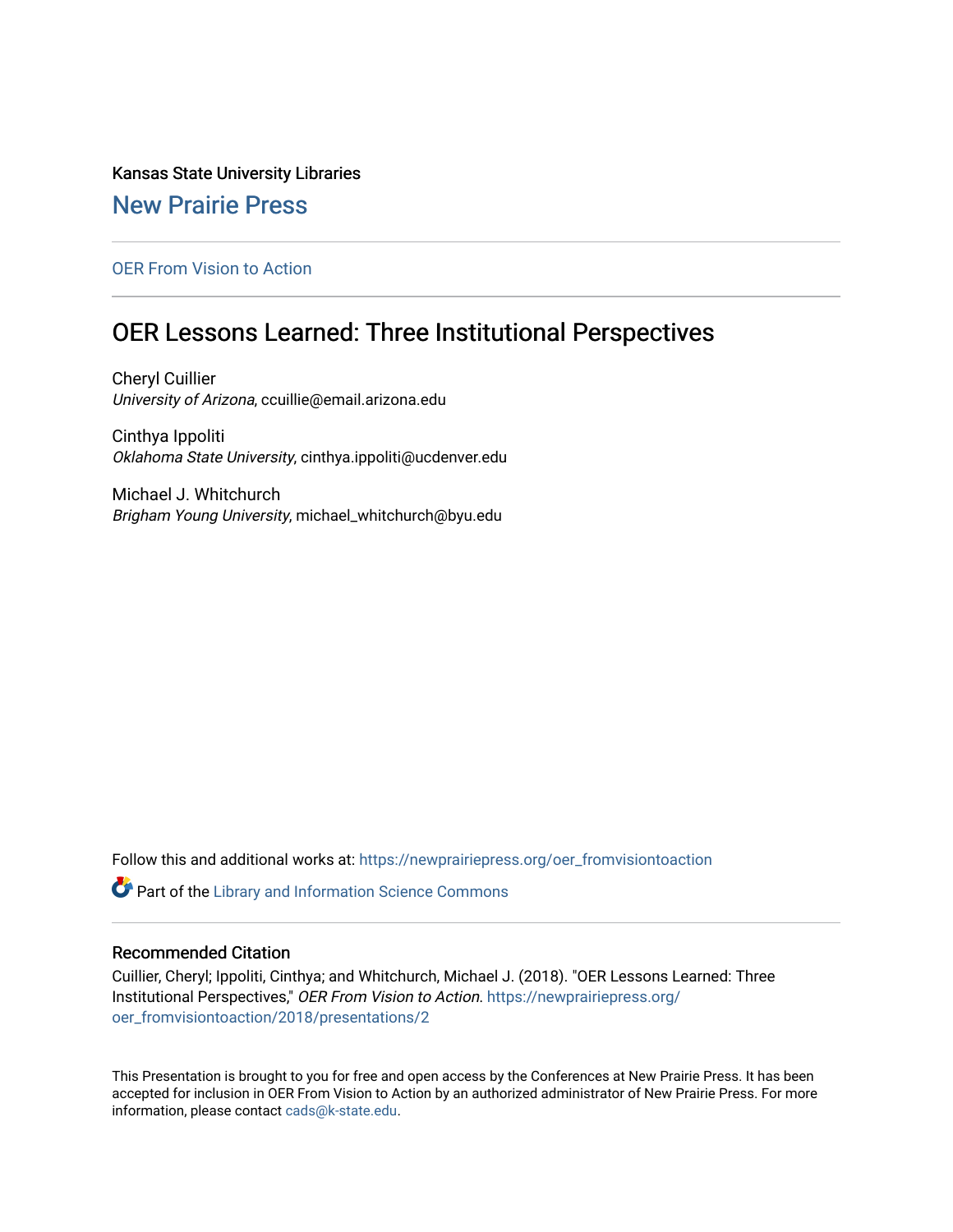Kansas State University Libraries

New Prairie Press

OER From Vision to Action

# OER Lessons Learned: Three Institutional Perspectives

Cheryl Cuillier
*University of Arizona*, ccuillie@email.arizona.edu

Cinthya Ippoliti
*Oklahoma State University*, cinthya.ippoliti@ucdenver.edu

Michael J. Whitchurch
*Brigham Young University*, michael_whitchurch@byu.edu

Follow this and additional works at: https://newprairiepress.org/oer_fromvisiontoaction

Part of the Library and Information Science Commons

## Recommended Citation

Cuillier, Cheryl; Ippoliti, Cinthya; and Whitchurch, Michael J. (2018). "OER Lessons Learned: Three Institutional Perspectives," *OER From Vision to Action*. https://newprairiepress.org/oer_fromvisiontoaction/2018/presentations/2

This Presentation is brought to you for free and open access by the Conferences at New Prairie Press. It has been accepted for inclusion in OER From Vision to Action by an authorized administrator of New Prairie Press. For more information, please contact cads@k-state.edu.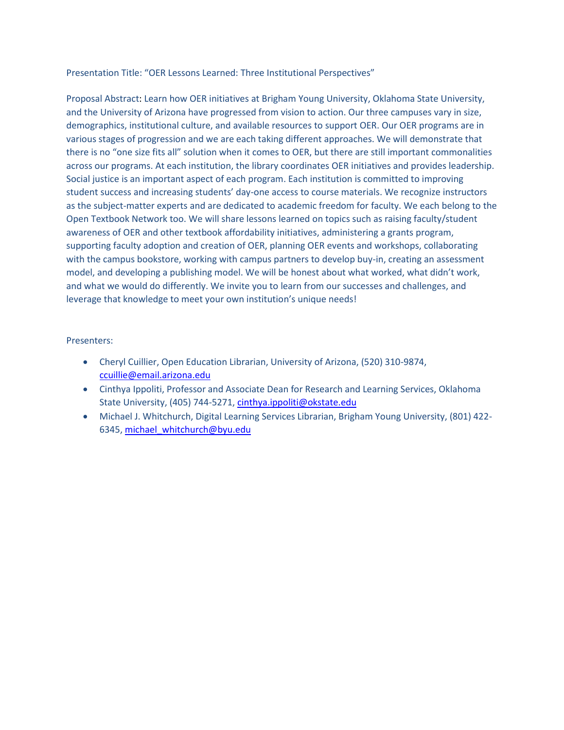Presentation Title: "OER Lessons Learned: Three Institutional Perspectives"

Proposal Abstract: Learn how OER initiatives at Brigham Young University, Oklahoma State University, and the University of Arizona have progressed from vision to action. Our three campuses vary in size, demographics, institutional culture, and available resources to support OER. Our OER programs are in various stages of progression and we are each taking different approaches. We will demonstrate that there is no "one size fits all" solution when it comes to OER, but there are still important commonalities across our programs. At each institution, the library coordinates OER initiatives and provides leadership. Social justice is an important aspect of each program. Each institution is committed to improving student success and increasing students' day-one access to course materials. We recognize instructors as the subject-matter experts and are dedicated to academic freedom for faculty. We each belong to the Open Textbook Network too. We will share lessons learned on topics such as raising faculty/student awareness of OER and other textbook affordability initiatives, administering a grants program, supporting faculty adoption and creation of OER, planning OER events and workshops, collaborating with the campus bookstore, working with campus partners to develop buy-in, creating an assessment model, and developing a publishing model. We will be honest about what worked, what didn't work, and what we would do differently. We invite you to learn from our successes and challenges, and leverage that knowledge to meet your own institution's unique needs!

Presenters:

- Cheryl Cuillier, Open Education Librarian, University of Arizona, (520) 310-9874, ccuillie@email.arizona.edu
- Cinthya Ippoliti, Professor and Associate Dean for Research and Learning Services, Oklahoma State University, (405) 744-5271, cinthya.ippoliti@okstate.edu
- Michael J. Whitchurch, Digital Learning Services Librarian, Brigham Young University, (801) 422-6345, michael_whitchurch@byu.edu